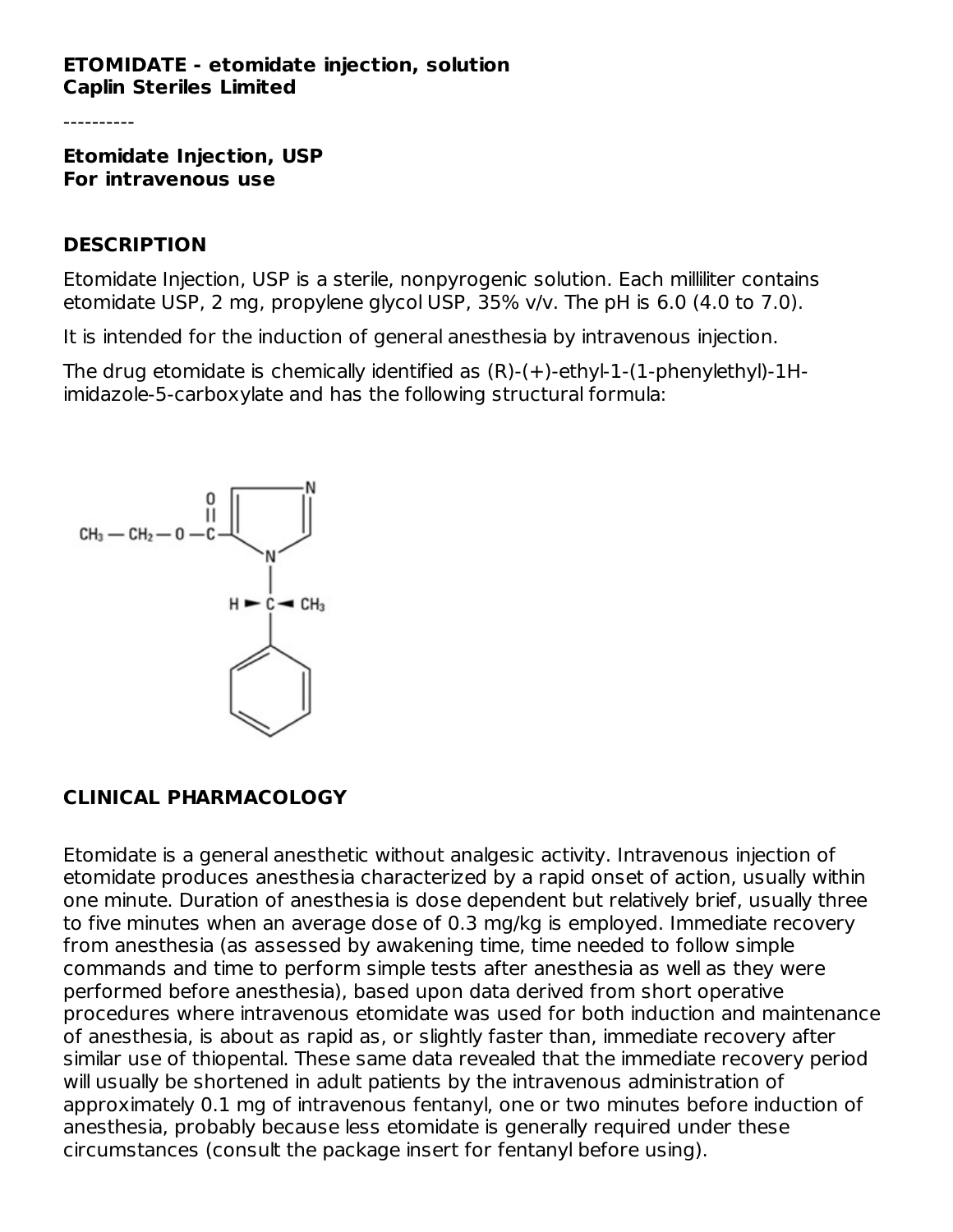**ETOMIDATE - etomidate injection, solution**
**Caplin Steriles Limited**

----------

**Etomidate Injection, USP**
**For intravenous use**

## DESCRIPTION

Etomidate Injection, USP is a sterile, nonpyrogenic solution. Each milliliter contains etomidate USP, 2 mg, propylene glycol USP, 35% v/v. The pH is 6.0 (4.0 to 7.0).

It is intended for the induction of general anesthesia by intravenous injection.

The drug etomidate is chemically identified as (R)-(+)-ethyl-1-(1-phenylethyl)-1H-imidazole-5-carboxylate and has the following structural formula:

## CLINICAL PHARMACOLOGY

Etomidate is a general anesthetic without analgesic activity. Intravenous injection of etomidate produces anesthesia characterized by a rapid onset of action, usually within one minute. Duration of anesthesia is dose dependent but relatively brief, usually three to five minutes when an average dose of 0.3 mg/kg is employed. Immediate recovery from anesthesia (as assessed by awakening time, time needed to follow simple commands and time to perform simple tests after anesthesia as well as they were performed before anesthesia), based upon data derived from short operative procedures where intravenous etomidate was used for both induction and maintenance of anesthesia, is about as rapid as, or slightly faster than, immediate recovery after similar use of thiopental. These same data revealed that the immediate recovery period will usually be shortened in adult patients by the intravenous administration of approximately 0.1 mg of intravenous fentanyl, one or two minutes before induction of anesthesia, probably because less etomidate is generally required under these circumstances (consult the package insert for fentanyl before using).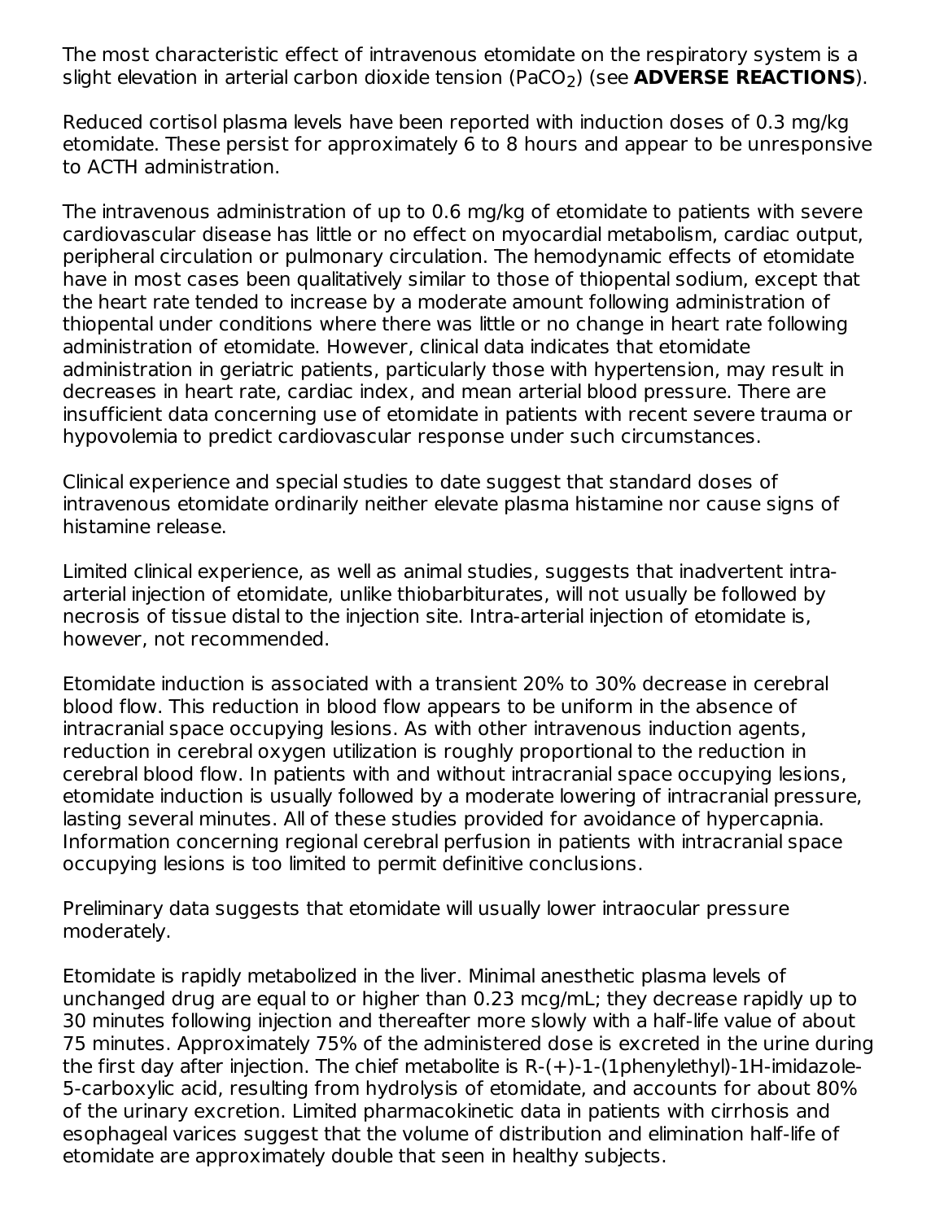The most characteristic effect of intravenous etomidate on the respiratory system is a slight elevation in arterial carbon dioxide tension ($PaCO_2$) (see **ADVERSE REACTIONS**).

Reduced cortisol plasma levels have been reported with induction doses of 0.3 mg/kg etomidate. These persist for approximately 6 to 8 hours and appear to be unresponsive to ACTH administration.

The intravenous administration of up to 0.6 mg/kg of etomidate to patients with severe cardiovascular disease has little or no effect on myocardial metabolism, cardiac output, peripheral circulation or pulmonary circulation. The hemodynamic effects of etomidate have in most cases been qualitatively similar to those of thiopental sodium, except that the heart rate tended to increase by a moderate amount following administration of thiopental under conditions where there was little or no change in heart rate following administration of etomidate. However, clinical data indicates that etomidate administration in geriatric patients, particularly those with hypertension, may result in decreases in heart rate, cardiac index, and mean arterial blood pressure. There are insufficient data concerning use of etomidate in patients with recent severe trauma or hypovolemia to predict cardiovascular response under such circumstances.

Clinical experience and special studies to date suggest that standard doses of intravenous etomidate ordinarily neither elevate plasma histamine nor cause signs of histamine release.

Limited clinical experience, as well as animal studies, suggests that inadvertent intra-arterial injection of etomidate, unlike thiobarbiturates, will not usually be followed by necrosis of tissue distal to the injection site. Intra-arterial injection of etomidate is, however, not recommended.

Etomidate induction is associated with a transient 20% to 30% decrease in cerebral blood flow. This reduction in blood flow appears to be uniform in the absence of intracranial space occupying lesions. As with other intravenous induction agents, reduction in cerebral oxygen utilization is roughly proportional to the reduction in cerebral blood flow. In patients with and without intracranial space occupying lesions, etomidate induction is usually followed by a moderate lowering of intracranial pressure, lasting several minutes. All of these studies provided for avoidance of hypercapnia. Information concerning regional cerebral perfusion in patients with intracranial space occupying lesions is too limited to permit definitive conclusions.

Preliminary data suggests that etomidate will usually lower intraocular pressure moderately.

Etomidate is rapidly metabolized in the liver. Minimal anesthetic plasma levels of unchanged drug are equal to or higher than 0.23 mcg/mL; they decrease rapidly up to 30 minutes following injection and thereafter more slowly with a half-life value of about 75 minutes. Approximately 75% of the administered dose is excreted in the urine during the first day after injection. The chief metabolite is R-(+)-1-(1phenylethyl)-1H-imidazole-5-carboxylic acid, resulting from hydrolysis of etomidate, and accounts for about 80% of the urinary excretion. Limited pharmacokinetic data in patients with cirrhosis and esophageal varices suggest that the volume of distribution and elimination half-life of etomidate are approximately double that seen in healthy subjects.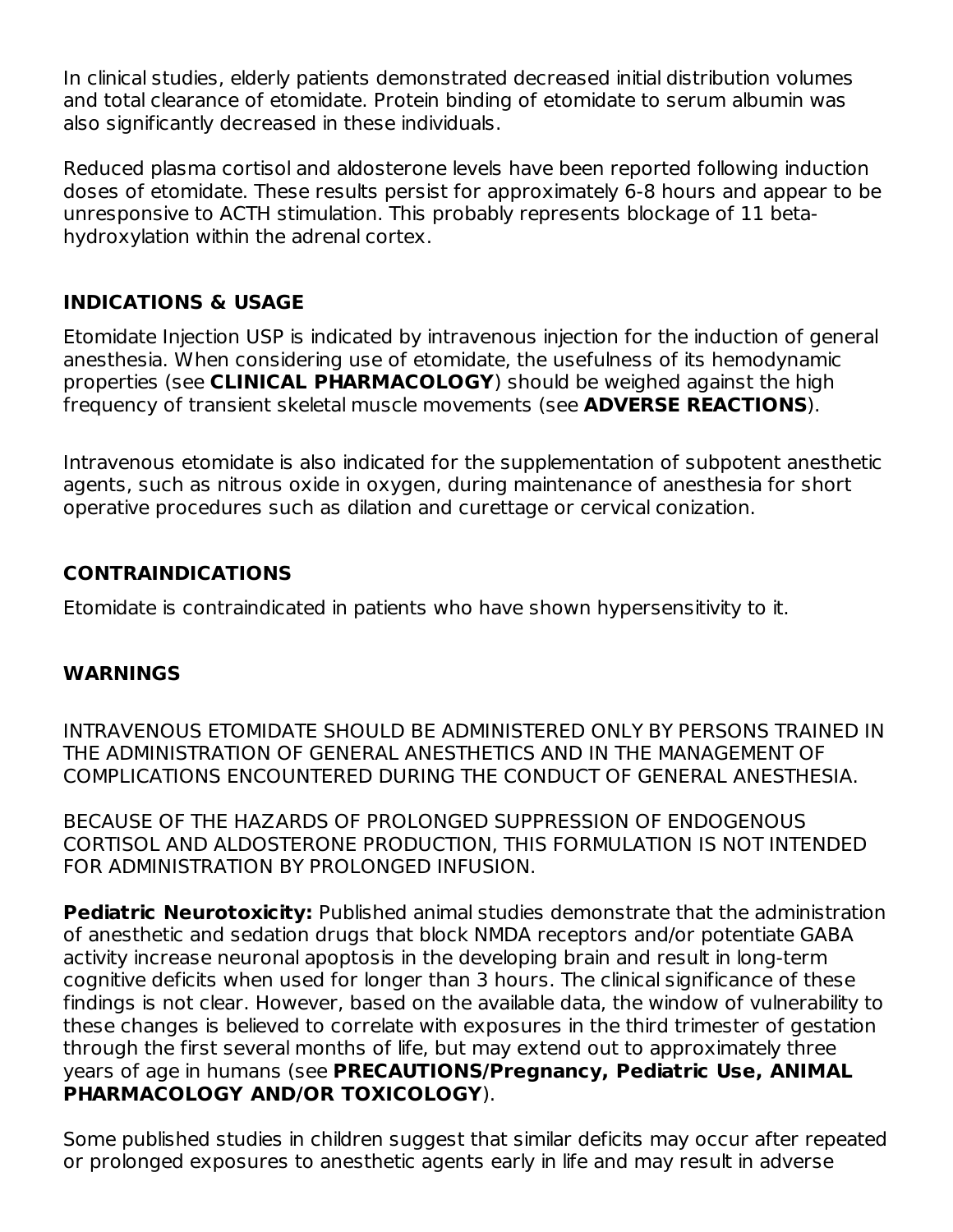In clinical studies, elderly patients demonstrated decreased initial distribution volumes and total clearance of etomidate. Protein binding of etomidate to serum albumin was also significantly decreased in these individuals.

Reduced plasma cortisol and aldosterone levels have been reported following induction doses of etomidate. These results persist for approximately 6-8 hours and appear to be unresponsive to ACTH stimulation. This probably represents blockage of 11 beta-hydroxylation within the adrenal cortex.

## INDICATIONS & USAGE

Etomidate Injection USP is indicated by intravenous injection for the induction of general anesthesia. When considering use of etomidate, the usefulness of its hemodynamic properties (see **CLINICAL PHARMACOLOGY**) should be weighed against the high frequency of transient skeletal muscle movements (see **ADVERSE REACTIONS**).

Intravenous etomidate is also indicated for the supplementation of subpotent anesthetic agents, such as nitrous oxide in oxygen, during maintenance of anesthesia for short operative procedures such as dilation and curettage or cervical conization.

## CONTRAINDICATIONS

Etomidate is contraindicated in patients who have shown hypersensitivity to it.

## WARNINGS

INTRAVENOUS ETOMIDATE SHOULD BE ADMINISTERED ONLY BY PERSONS TRAINED IN THE ADMINISTRATION OF GENERAL ANESTHETICS AND IN THE MANAGEMENT OF COMPLICATIONS ENCOUNTERED DURING THE CONDUCT OF GENERAL ANESTHESIA.

BECAUSE OF THE HAZARDS OF PROLONGED SUPPRESSION OF ENDOGENOUS CORTISOL AND ALDOSTERONE PRODUCTION, THIS FORMULATION IS NOT INTENDED FOR ADMINISTRATION BY PROLONGED INFUSION.

**Pediatric Neurotoxicity:** Published animal studies demonstrate that the administration of anesthetic and sedation drugs that block NMDA receptors and/or potentiate GABA activity increase neuronal apoptosis in the developing brain and result in long-term cognitive deficits when used for longer than 3 hours. The clinical significance of these findings is not clear. However, based on the available data, the window of vulnerability to these changes is believed to correlate with exposures in the third trimester of gestation through the first several months of life, but may extend out to approximately three years of age in humans (see **PRECAUTIONS/Pregnancy, Pediatric Use, ANIMAL PHARMACOLOGY AND/OR TOXICOLOGY**).

Some published studies in children suggest that similar deficits may occur after repeated or prolonged exposures to anesthetic agents early in life and may result in adverse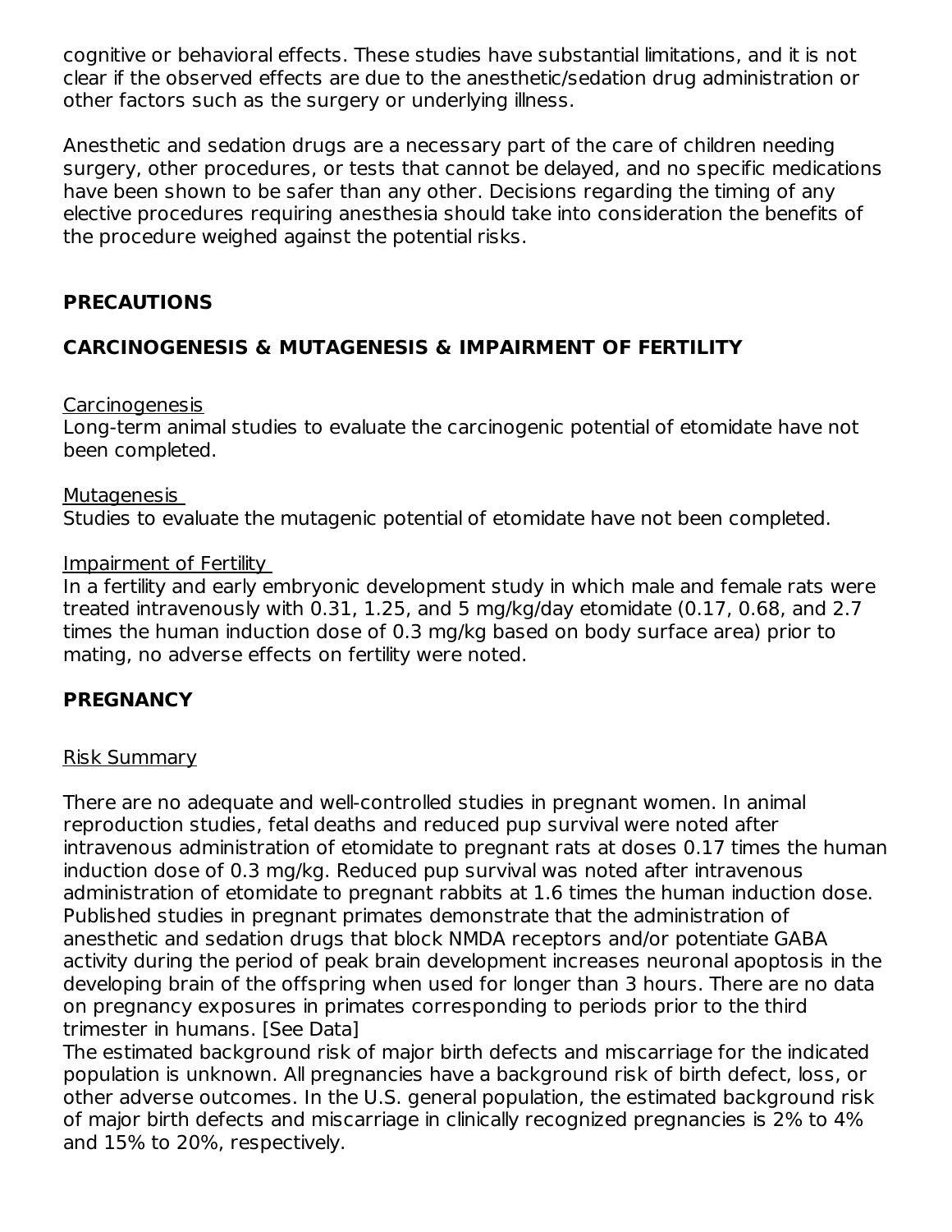cognitive or behavioral effects. These studies have substantial limitations, and it is not clear if the observed effects are due to the anesthetic/sedation drug administration or other factors such as the surgery or underlying illness.

Anesthetic and sedation drugs are a necessary part of the care of children needing surgery, other procedures, or tests that cannot be delayed, and no specific medications have been shown to be safer than any other. Decisions regarding the timing of any elective procedures requiring anesthesia should take into consideration the benefits of the procedure weighed against the potential risks.

## PRECAUTIONS

## CARCINOGENESIS & MUTAGENESIS & IMPAIRMENT OF FERTILITY

Carcinogenesis

Long-term animal studies to evaluate the carcinogenic potential of etomidate have not been completed.

Mutagenesis

Studies to evaluate the mutagenic potential of etomidate have not been completed.

Impairment of Fertility

In a fertility and early embryonic development study in which male and female rats were treated intravenously with 0.31, 1.25, and 5 mg/kg/day etomidate (0.17, 0.68, and 2.7 times the human induction dose of 0.3 mg/kg based on body surface area) prior to mating, no adverse effects on fertility were noted.

## PREGNANCY

Risk Summary

There are no adequate and well-controlled studies in pregnant women. In animal reproduction studies, fetal deaths and reduced pup survival were noted after intravenous administration of etomidate to pregnant rats at doses 0.17 times the human induction dose of 0.3 mg/kg. Reduced pup survival was noted after intravenous administration of etomidate to pregnant rabbits at 1.6 times the human induction dose. Published studies in pregnant primates demonstrate that the administration of anesthetic and sedation drugs that block NMDA receptors and/or potentiate GABA activity during the period of peak brain development increases neuronal apoptosis in the developing brain of the offspring when used for longer than 3 hours. There are no data on pregnancy exposures in primates corresponding to periods prior to the third trimester in humans. [See Data]

The estimated background risk of major birth defects and miscarriage for the indicated population is unknown. All pregnancies have a background risk of birth defect, loss, or other adverse outcomes. In the U.S. general population, the estimated background risk of major birth defects and miscarriage in clinically recognized pregnancies is 2% to 4% and 15% to 20%, respectively.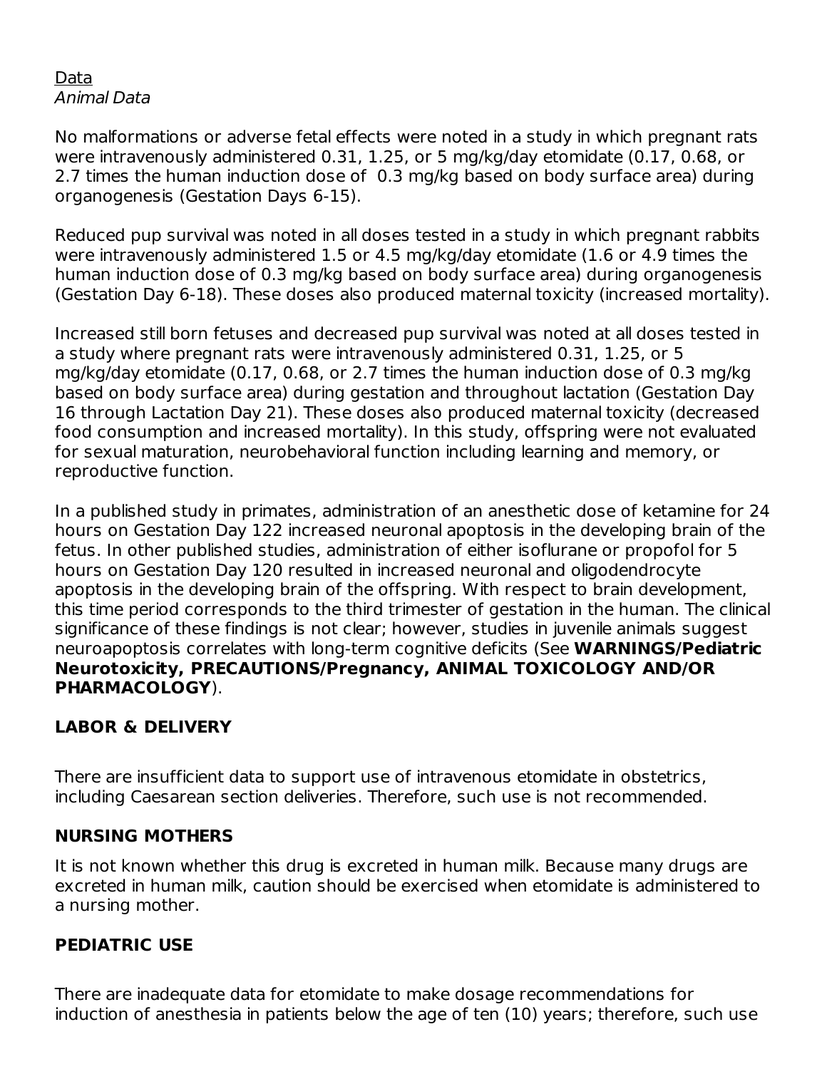Data

*Animal Data*

No malformations or adverse fetal effects were noted in a study in which pregnant rats were intravenously administered 0.31, 1.25, or 5 mg/kg/day etomidate (0.17, 0.68, or 2.7 times the human induction dose of 0.3 mg/kg based on body surface area) during organogenesis (Gestation Days 6-15).

Reduced pup survival was noted in all doses tested in a study in which pregnant rabbits were intravenously administered 1.5 or 4.5 mg/kg/day etomidate (1.6 or 4.9 times the human induction dose of 0.3 mg/kg based on body surface area) during organogenesis (Gestation Day 6-18). These doses also produced maternal toxicity (increased mortality).

Increased still born fetuses and decreased pup survival was noted at all doses tested in a study where pregnant rats were intravenously administered 0.31, 1.25, or 5 mg/kg/day etomidate (0.17, 0.68, or 2.7 times the human induction dose of 0.3 mg/kg based on body surface area) during gestation and throughout lactation (Gestation Day 16 through Lactation Day 21). These doses also produced maternal toxicity (decreased food consumption and increased mortality). In this study, offspring were not evaluated for sexual maturation, neurobehavioral function including learning and memory, or reproductive function.

In a published study in primates, administration of an anesthetic dose of ketamine for 24 hours on Gestation Day 122 increased neuronal apoptosis in the developing brain of the fetus. In other published studies, administration of either isoflurane or propofol for 5 hours on Gestation Day 120 resulted in increased neuronal and oligodendrocyte apoptosis in the developing brain of the offspring. With respect to brain development, this time period corresponds to the third trimester of gestation in the human. The clinical significance of these findings is not clear; however, studies in juvenile animals suggest neuroapoptosis correlates with long-term cognitive deficits (See **WARNINGS/Pediatric Neurotoxicity, PRECAUTIONS/Pregnancy, ANIMAL TOXICOLOGY AND/OR PHARMACOLOGY**).

## LABOR & DELIVERY

There are insufficient data to support use of intravenous etomidate in obstetrics, including Caesarean section deliveries. Therefore, such use is not recommended.

## NURSING MOTHERS

It is not known whether this drug is excreted in human milk. Because many drugs are excreted in human milk, caution should be exercised when etomidate is administered to a nursing mother.

## PEDIATRIC USE

There are inadequate data for etomidate to make dosage recommendations for induction of anesthesia in patients below the age of ten (10) years; therefore, such use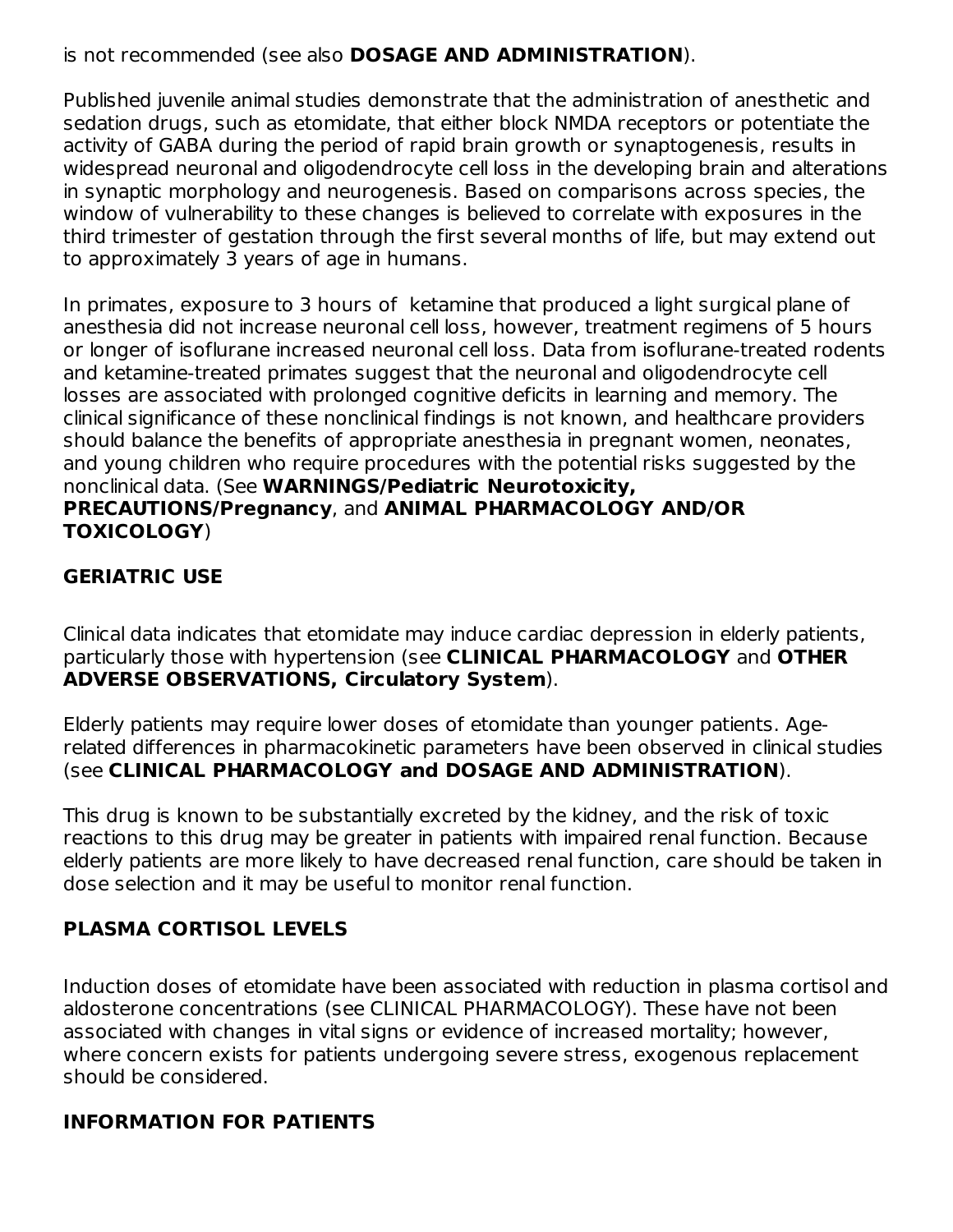is not recommended (see also **DOSAGE AND ADMINISTRATION**).

Published juvenile animal studies demonstrate that the administration of anesthetic and sedation drugs, such as etomidate, that either block NMDA receptors or potentiate the activity of GABA during the period of rapid brain growth or synaptogenesis, results in widespread neuronal and oligodendrocyte cell loss in the developing brain and alterations in synaptic morphology and neurogenesis. Based on comparisons across species, the window of vulnerability to these changes is believed to correlate with exposures in the third trimester of gestation through the first several months of life, but may extend out to approximately 3 years of age in humans.

In primates, exposure to 3 hours of ketamine that produced a light surgical plane of anesthesia did not increase neuronal cell loss, however, treatment regimens of 5 hours or longer of isoflurane increased neuronal cell loss. Data from isoflurane-treated rodents and ketamine-treated primates suggest that the neuronal and oligodendrocyte cell losses are associated with prolonged cognitive deficits in learning and memory. The clinical significance of these nonclinical findings is not known, and healthcare providers should balance the benefits of appropriate anesthesia in pregnant women, neonates, and young children who require procedures with the potential risks suggested by the nonclinical data. (See **WARNINGS/Pediatric Neurotoxicity, PRECAUTIONS/Pregnancy**, and **ANIMAL PHARMACOLOGY AND/OR TOXICOLOGY**)

## GERIATRIC USE

Clinical data indicates that etomidate may induce cardiac depression in elderly patients, particularly those with hypertension (see **CLINICAL PHARMACOLOGY** and **OTHER ADVERSE OBSERVATIONS, Circulatory System**).

Elderly patients may require lower doses of etomidate than younger patients. Age-related differences in pharmacokinetic parameters have been observed in clinical studies (see **CLINICAL PHARMACOLOGY and DOSAGE AND ADMINISTRATION**).

This drug is known to be substantially excreted by the kidney, and the risk of toxic reactions to this drug may be greater in patients with impaired renal function. Because elderly patients are more likely to have decreased renal function, care should be taken in dose selection and it may be useful to monitor renal function.

## PLASMA CORTISOL LEVELS

Induction doses of etomidate have been associated with reduction in plasma cortisol and aldosterone concentrations (see CLINICAL PHARMACOLOGY). These have not been associated with changes in vital signs or evidence of increased mortality; however, where concern exists for patients undergoing severe stress, exogenous replacement should be considered.

## INFORMATION FOR PATIENTS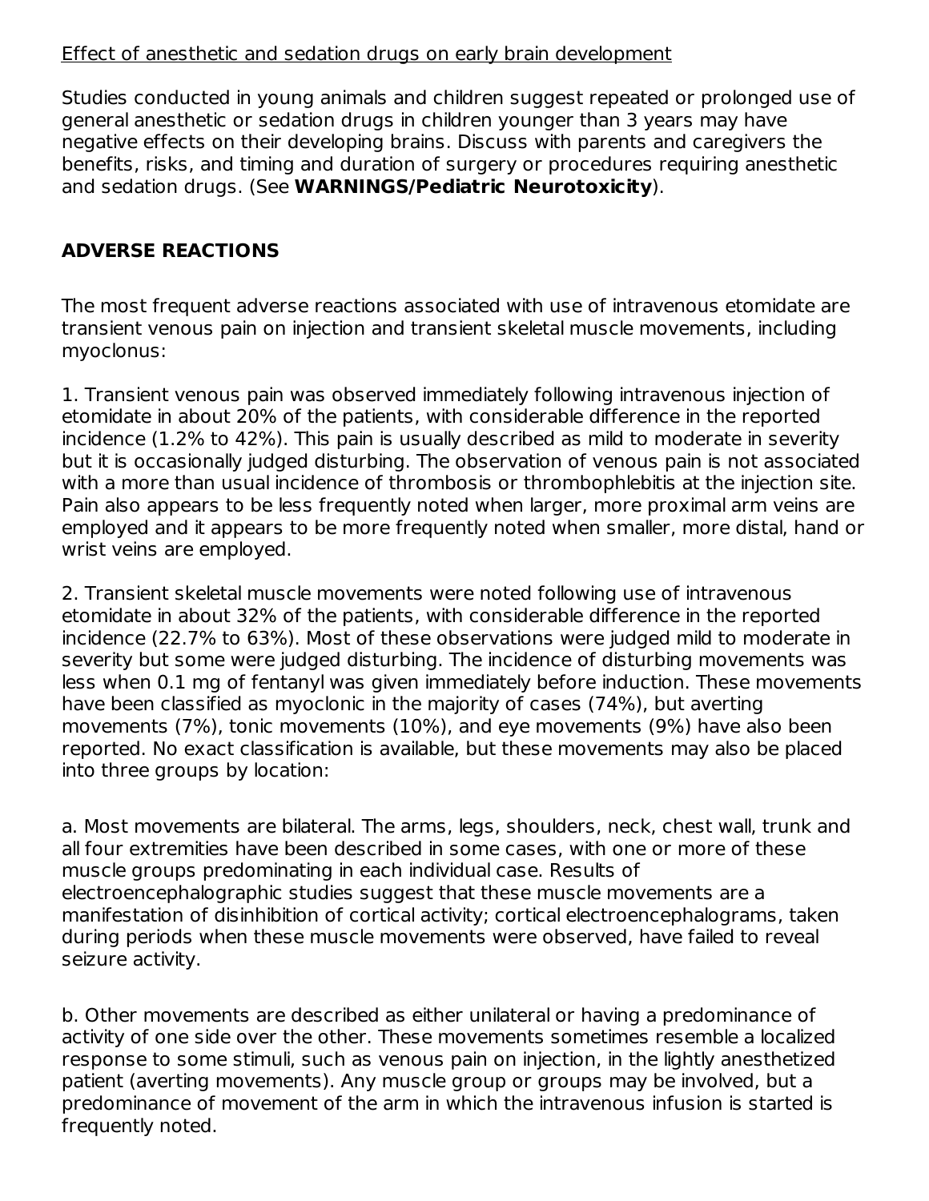Effect of anesthetic and sedation drugs on early brain development

Studies conducted in young animals and children suggest repeated or prolonged use of general anesthetic or sedation drugs in children younger than 3 years may have negative effects on their developing brains. Discuss with parents and caregivers the benefits, risks, and timing and duration of surgery or procedures requiring anesthetic and sedation drugs. (See **WARNINGS/Pediatric Neurotoxicity**).

## ADVERSE REACTIONS

The most frequent adverse reactions associated with use of intravenous etomidate are transient venous pain on injection and transient skeletal muscle movements, including myoclonus:

1. Transient venous pain was observed immediately following intravenous injection of etomidate in about 20% of the patients, with considerable difference in the reported incidence (1.2% to 42%). This pain is usually described as mild to moderate in severity but it is occasionally judged disturbing. The observation of venous pain is not associated with a more than usual incidence of thrombosis or thrombophlebitis at the injection site. Pain also appears to be less frequently noted when larger, more proximal arm veins are employed and it appears to be more frequently noted when smaller, more distal, hand or wrist veins are employed.

2. Transient skeletal muscle movements were noted following use of intravenous etomidate in about 32% of the patients, with considerable difference in the reported incidence (22.7% to 63%). Most of these observations were judged mild to moderate in severity but some were judged disturbing. The incidence of disturbing movements was less when 0.1 mg of fentanyl was given immediately before induction. These movements have been classified as myoclonic in the majority of cases (74%), but averting movements (7%), tonic movements (10%), and eye movements (9%) have also been reported. No exact classification is available, but these movements may also be placed into three groups by location:

a. Most movements are bilateral. The arms, legs, shoulders, neck, chest wall, trunk and all four extremities have been described in some cases, with one or more of these muscle groups predominating in each individual case. Results of electroencephalographic studies suggest that these muscle movements are a manifestation of disinhibition of cortical activity; cortical electroencephalograms, taken during periods when these muscle movements were observed, have failed to reveal seizure activity.

b. Other movements are described as either unilateral or having a predominance of activity of one side over the other. These movements sometimes resemble a localized response to some stimuli, such as venous pain on injection, in the lightly anesthetized patient (averting movements). Any muscle group or groups may be involved, but a predominance of movement of the arm in which the intravenous infusion is started is frequently noted.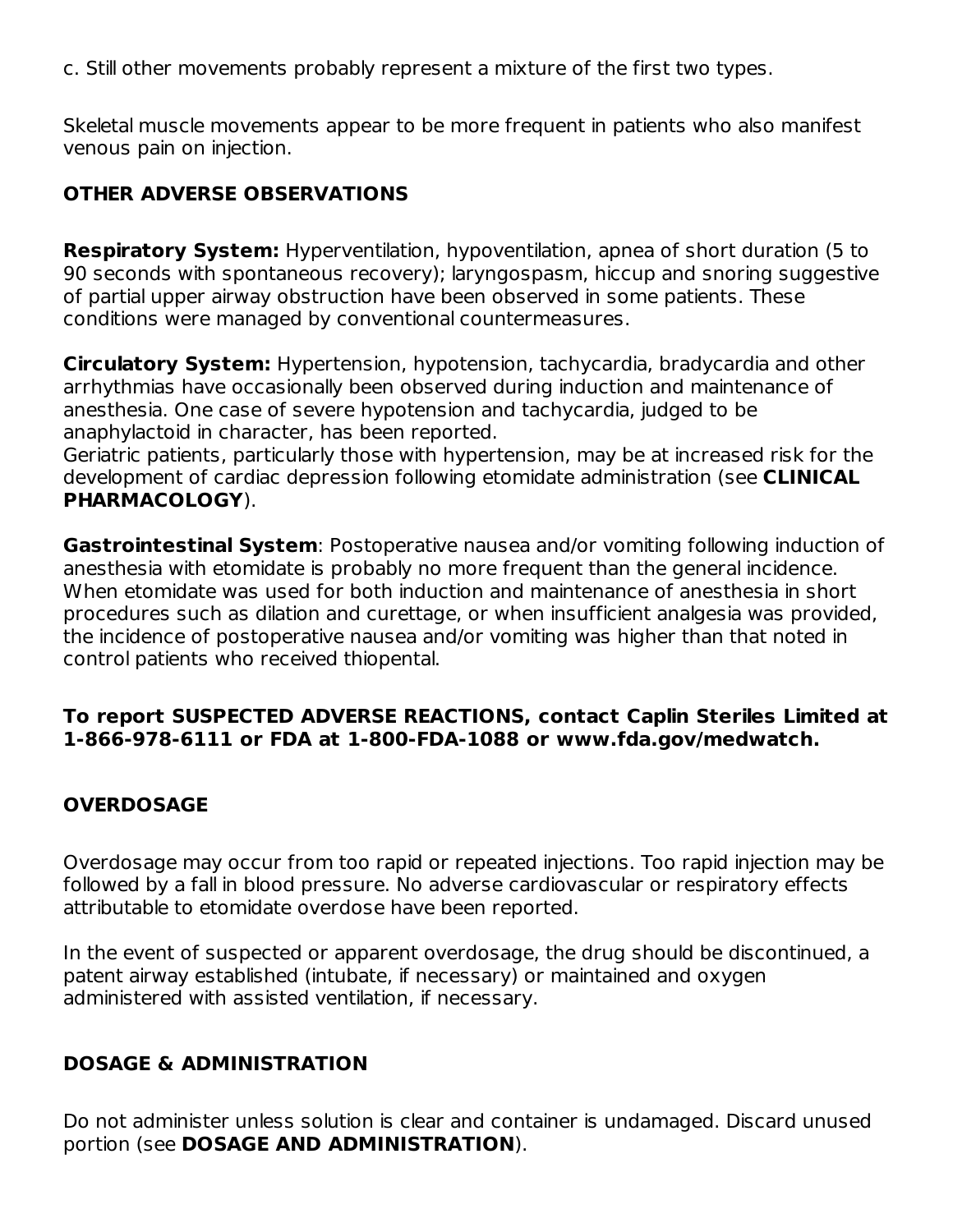c. Still other movements probably represent a mixture of the first two types.

Skeletal muscle movements appear to be more frequent in patients who also manifest venous pain on injection.

## OTHER ADVERSE OBSERVATIONS

**Respiratory System:** Hyperventilation, hypoventilation, apnea of short duration (5 to 90 seconds with spontaneous recovery); laryngospasm, hiccup and snoring suggestive of partial upper airway obstruction have been observed in some patients. These conditions were managed by conventional countermeasures.

**Circulatory System:** Hypertension, hypotension, tachycardia, bradycardia and other arrhythmias have occasionally been observed during induction and maintenance of anesthesia. One case of severe hypotension and tachycardia, judged to be anaphylactoid in character, has been reported.
Geriatric patients, particularly those with hypertension, may be at increased risk for the development of cardiac depression following etomidate administration (see **CLINICAL PHARMACOLOGY**).

**Gastrointestinal System**: Postoperative nausea and/or vomiting following induction of anesthesia with etomidate is probably no more frequent than the general incidence. When etomidate was used for both induction and maintenance of anesthesia in short procedures such as dilation and curettage, or when insufficient analgesia was provided, the incidence of postoperative nausea and/or vomiting was higher than that noted in control patients who received thiopental.

**To report SUSPECTED ADVERSE REACTIONS, contact Caplin Steriles Limited at 1-866-978-6111 or FDA at 1-800-FDA-1088 or www.fda.gov/medwatch.**

## OVERDOSAGE

Overdosage may occur from too rapid or repeated injections. Too rapid injection may be followed by a fall in blood pressure. No adverse cardiovascular or respiratory effects attributable to etomidate overdose have been reported.

In the event of suspected or apparent overdosage, the drug should be discontinued, a patent airway established (intubate, if necessary) or maintained and oxygen administered with assisted ventilation, if necessary.

## DOSAGE & ADMINISTRATION

Do not administer unless solution is clear and container is undamaged. Discard unused portion (see **DOSAGE AND ADMINISTRATION**).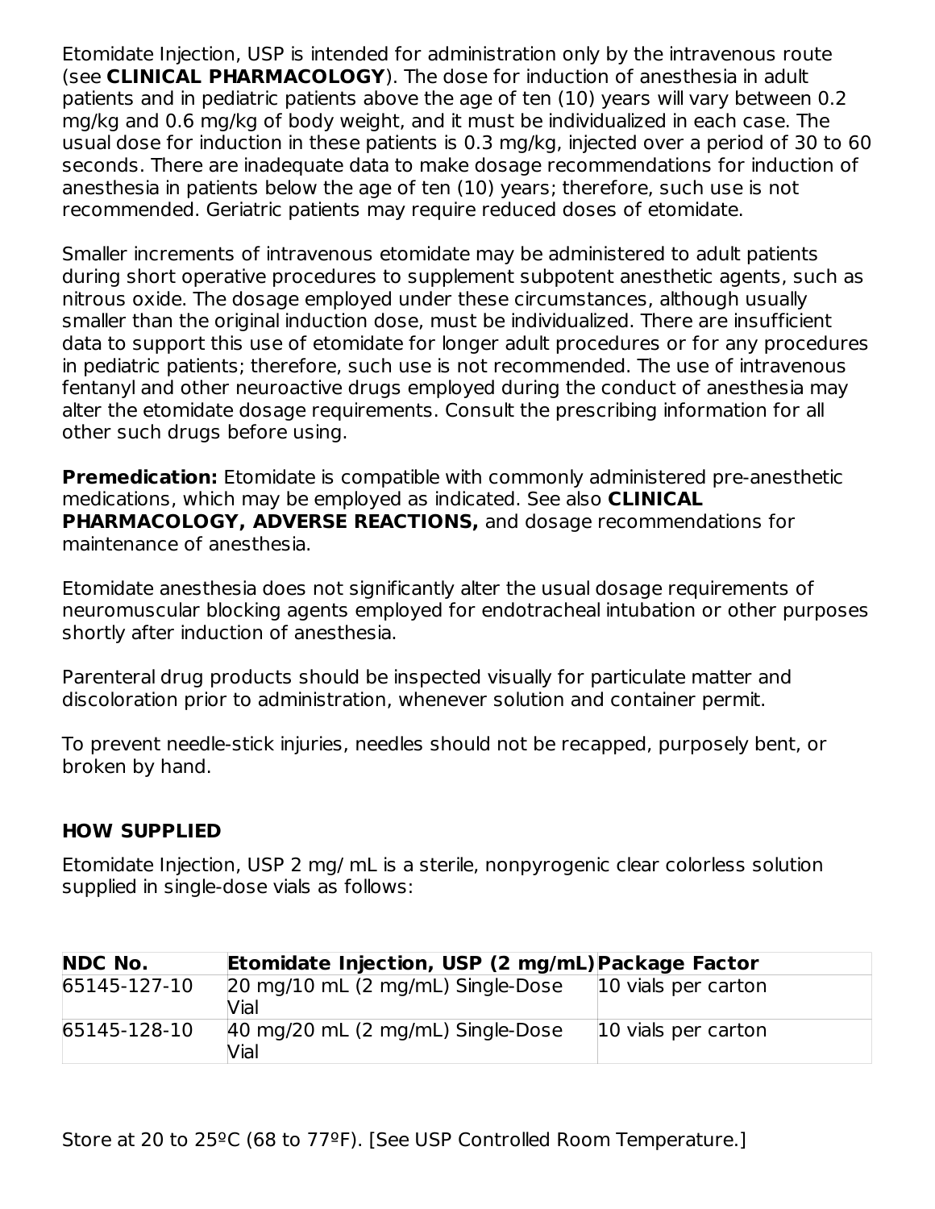Etomidate Injection, USP is intended for administration only by the intravenous route (see **CLINICAL PHARMACOLOGY**). The dose for induction of anesthesia in adult patients and in pediatric patients above the age of ten (10) years will vary between 0.2 mg/kg and 0.6 mg/kg of body weight, and it must be individualized in each case. The usual dose for induction in these patients is 0.3 mg/kg, injected over a period of 30 to 60 seconds. There are inadequate data to make dosage recommendations for induction of anesthesia in patients below the age of ten (10) years; therefore, such use is not recommended. Geriatric patients may require reduced doses of etomidate.

Smaller increments of intravenous etomidate may be administered to adult patients during short operative procedures to supplement subpotent anesthetic agents, such as nitrous oxide. The dosage employed under these circumstances, although usually smaller than the original induction dose, must be individualized. There are insufficient data to support this use of etomidate for longer adult procedures or for any procedures in pediatric patients; therefore, such use is not recommended. The use of intravenous fentanyl and other neuroactive drugs employed during the conduct of anesthesia may alter the etomidate dosage requirements. Consult the prescribing information for all other such drugs before using.

**Premedication:** Etomidate is compatible with commonly administered pre-anesthetic medications, which may be employed as indicated. See also **CLINICAL PHARMACOLOGY, ADVERSE REACTIONS,** and dosage recommendations for maintenance of anesthesia.

Etomidate anesthesia does not significantly alter the usual dosage requirements of neuromuscular blocking agents employed for endotracheal intubation or other purposes shortly after induction of anesthesia.

Parenteral drug products should be inspected visually for particulate matter and discoloration prior to administration, whenever solution and container permit.

To prevent needle-stick injuries, needles should not be recapped, purposely bent, or broken by hand.

## HOW SUPPLIED

Etomidate Injection, USP 2 mg/ mL is a sterile, nonpyrogenic clear colorless solution supplied in single-dose vials as follows:

| NDC No. | Etomidate Injection, USP (2 mg/mL) | Package Factor |
|---|---|---|
| 65145-127-10 | 20 mg/10 mL (2 mg/mL) Single-Dose Vial | 10 vials per carton |
| 65145-128-10 | 40 mg/20 mL (2 mg/mL) Single-Dose Vial | 10 vials per carton |

Store at 20 to 25ºC (68 to 77ºF). [See USP Controlled Room Temperature.]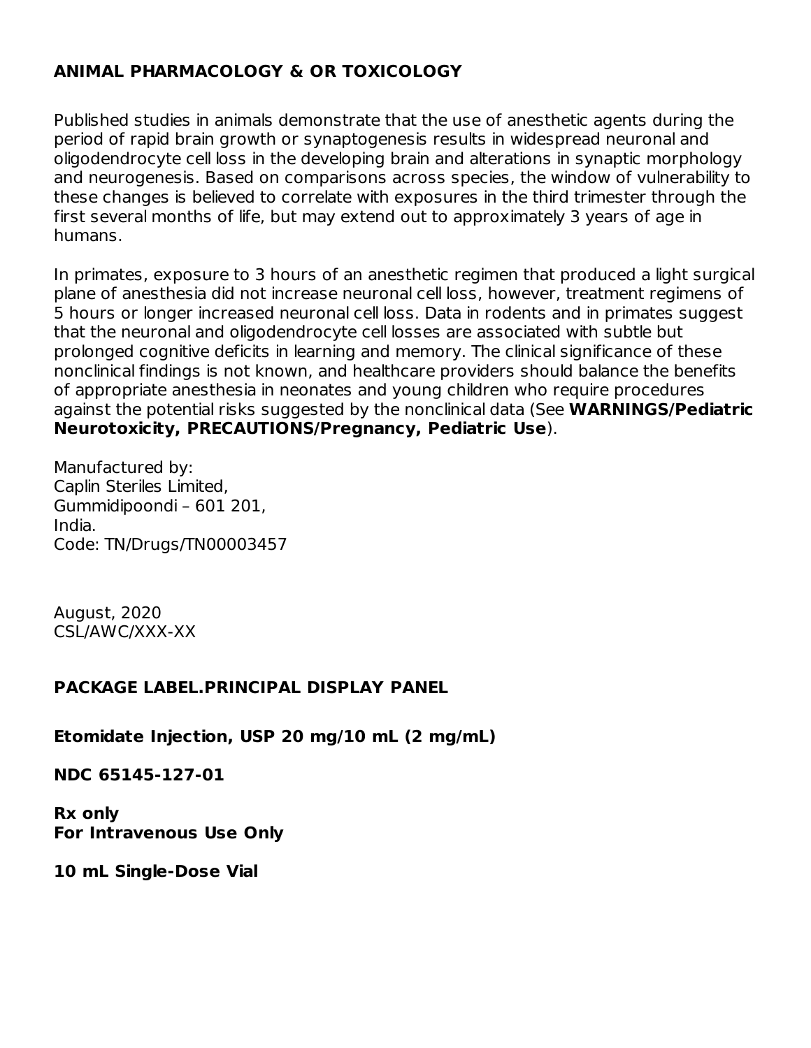## ANIMAL PHARMACOLOGY & OR TOXICOLOGY

Published studies in animals demonstrate that the use of anesthetic agents during the period of rapid brain growth or synaptogenesis results in widespread neuronal and oligodendrocyte cell loss in the developing brain and alterations in synaptic morphology and neurogenesis. Based on comparisons across species, the window of vulnerability to these changes is believed to correlate with exposures in the third trimester through the first several months of life, but may extend out to approximately 3 years of age in humans.

In primates, exposure to 3 hours of an anesthetic regimen that produced a light surgical plane of anesthesia did not increase neuronal cell loss, however, treatment regimens of 5 hours or longer increased neuronal cell loss. Data in rodents and in primates suggest that the neuronal and oligodendrocyte cell losses are associated with subtle but prolonged cognitive deficits in learning and memory. The clinical significance of these nonclinical findings is not known, and healthcare providers should balance the benefits of appropriate anesthesia in neonates and young children who require procedures against the potential risks suggested by the nonclinical data (See **WARNINGS/Pediatric Neurotoxicity, PRECAUTIONS/Pregnancy, Pediatric Use**).

Manufactured by:
Caplin Steriles Limited,
Gummidipoondi – 601 201,
India.
Code: TN/Drugs/TN00003457

August, 2020
CSL/AWC/XXX-XX

## PACKAGE LABEL.PRINCIPAL DISPLAY PANEL

**Etomidate Injection, USP 20 mg/10 mL (2 mg/mL)**

**NDC 65145-127-01**

**Rx only**
**For Intravenous Use Only**

**10 mL Single-Dose Vial**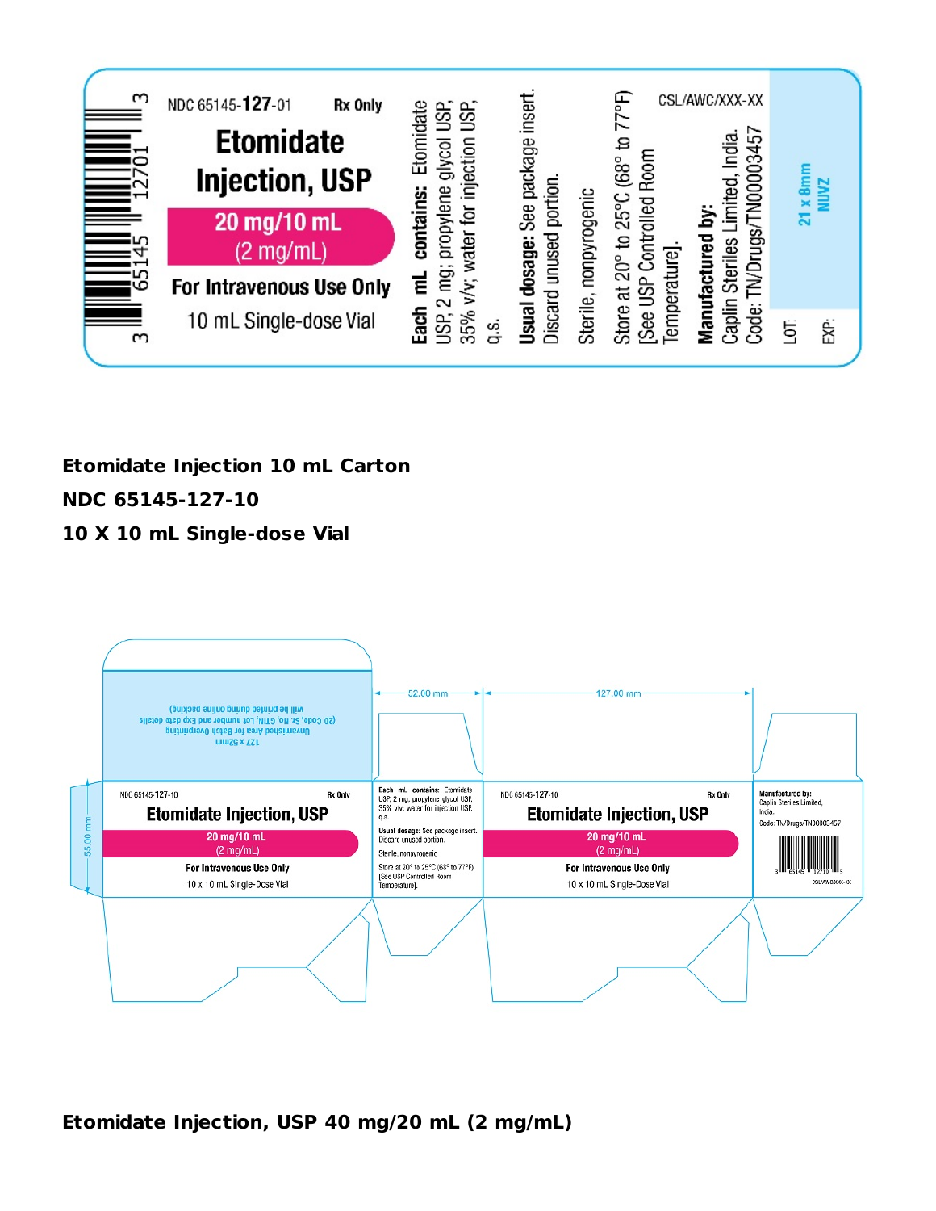NDC 65145-127-01 Rx Only

**Etomidate Injection, USP**

**20 mg/10 mL (2 mg/mL)**

**For Intravenous Use Only**

10 mL Single-dose Vial

**Each mL contains:** Etomidate USP, 2 mg; propylene glycol USP, 35% v/v; water for injection USP, q.s.

**Usual dosage:** See package insert. Discard unused portion.

Sterile, nonpyrogenic

Store at 20° to 25°C (68° to 77°F) [See USP Controlled Room Temperature].

**Manufactured by:** Caplin Steriles Limited, India. Code: TN/Drugs/TN00003457

CSL/AWC/XXX-XX

21 x 8mm NUVZ

LOT:

EXP:

3 65145 12701 3

**Etomidate Injection 10 mL Carton**

**NDC 65145-127-10**

**10 X 10 mL Single-dose Vial**

127 x 52mm
Unvarnished Area for Batch Overprinting
(2D Code, Sr. No, GTIN, Lot number and Exp date details will be printed during online packing)

52.00 mm

127.00 mm

55.00 mm

NDC 65145-127-10 Rx Only

**Etomidate Injection, USP**

**20 mg/10 mL (2 mg/mL)**

**For Intravenous Use Only**

10 x 10 mL Single-Dose Vial

**Each mL contains:** Etomidate USP, 2 mg; propylene glycol USP, 35% v/v; water for injection USP, q.s.

**Usual dosage:** See package insert. Discard unused portion.

Sterile, nonpyrogenic

Store at 20° to 25°C (68° to 77°F) [See USP Controlled Room Temperature].

NDC 65145-127-10 Rx Only

**Etomidate Injection, USP**

**20 mg/10 mL (2 mg/mL)**

**For Intravenous Use Only**

10 x 10 mL Single-Dose Vial

**Manufactured by:** Caplin Steriles Limited, India.

Code: TN/Drugs/TN00003457

3 65145 12710 5

CSL/AWC/XXX-XX

**Etomidate Injection, USP 40 mg/20 mL (2 mg/mL)**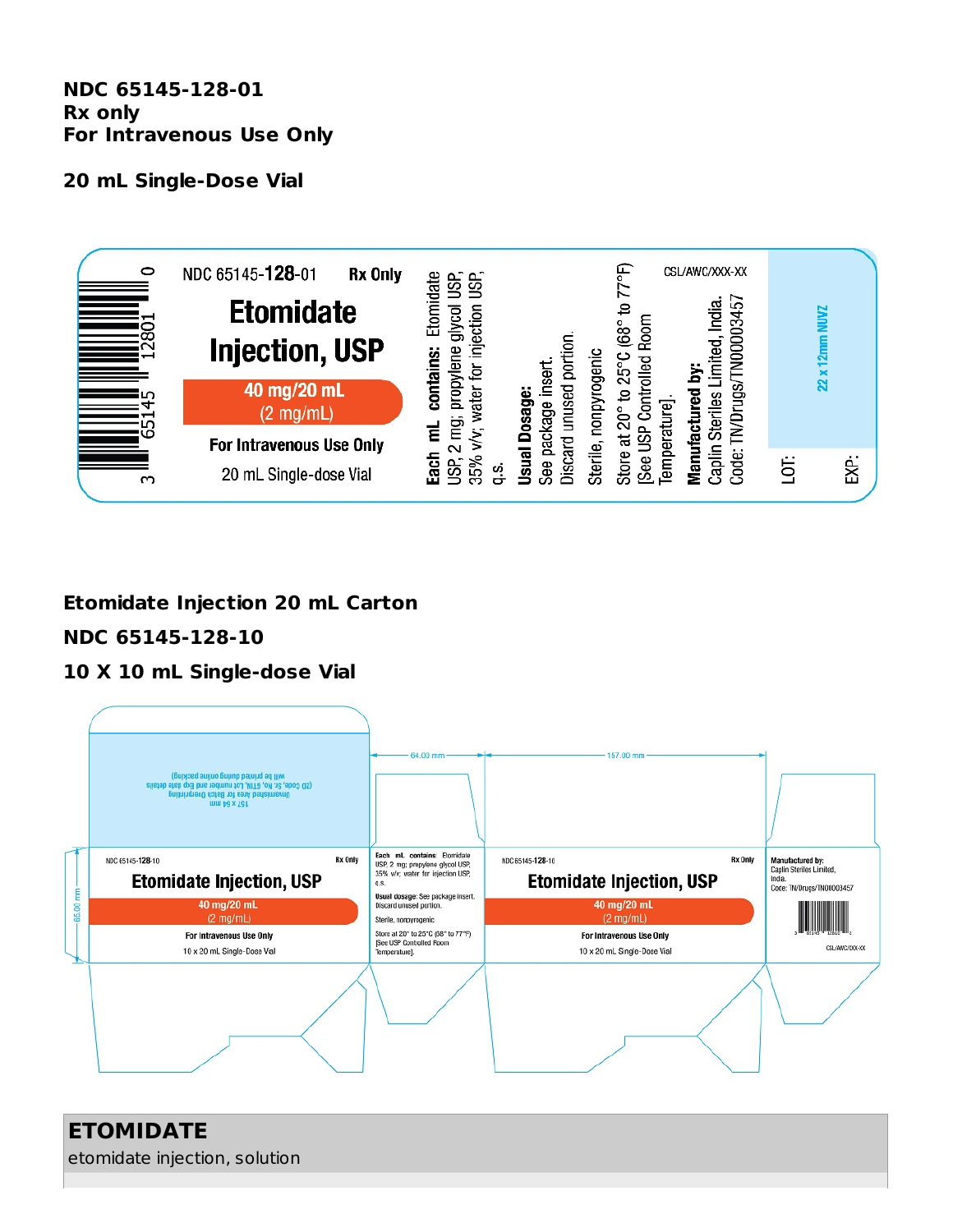**NDC 65145-128-01**
**Rx only**
**For Intravenous Use Only**

**20 mL Single-Dose Vial**

NDC 65145-128-01 Rx Only

**Etomidate Injection, USP**

**40 mg/20 mL**
(2 mg/mL)

For Intravenous Use Only

20 mL Single-dose Vial

**Each mL contains:** Etomidate USP, 2 mg; propylene glycol USP, 35% v/v; water for injection USP, q.s.

**Usual Dosage:** See package insert. Discard unused portion.

Sterile, nonpyrogenic

Store at 20° to 25°C (68° to 77°F) [See USP Controlled Room Temperature].

**Manufactured by:** Caplin Steriles Limited, India. Code: TN/Drugs/TN00003457

CSL/AWC/XXX-XX

22 x 12mm NUVZ

LOT:

EXP:

3 65145 12801 0

**Etomidate Injection 20 mL Carton**

**NDC 65145-128-10**

**10 X 10 mL Single-dose Vial**

157 x 64 mm
Unvarnished Area for Batch Overprinting
(2D Code, Sr. No, GTIN, Lot number and Exp date details will be printed during online packing)

64.00 mm

157.00 mm

65.00 mm

NDC 65145-128-10 Rx Only

**Etomidate Injection, USP**

**40 mg/20 mL**
(2 mg/mL)

For Intravenous Use Only

10 x 20 mL Single-Dose Vial

**Each mL contains:** Etomidate USP, 2 mg; propylene glycol USP, 35% v/v; water for injection USP, q.s.

**Usual dosage:** See package insert. Discard unused portion.

Sterile, nonpyrogenic

Store at 20° to 25°C (68° to 77°F) [See USP Controlled Room Temperature].

NDC 65145-128-10 Rx Only

**Etomidate Injection, USP**

**40 mg/20 mL**
(2 mg/mL)

For Intravenous Use Only

10 x 20 mL Single-Dose Vial

**Manufactured by:**
Caplin Steriles Limited, India.
Code: TN/Drugs/TN00003457

CSL/AWC/XXX-XX

## ETOMIDATE

etomidate injection, solution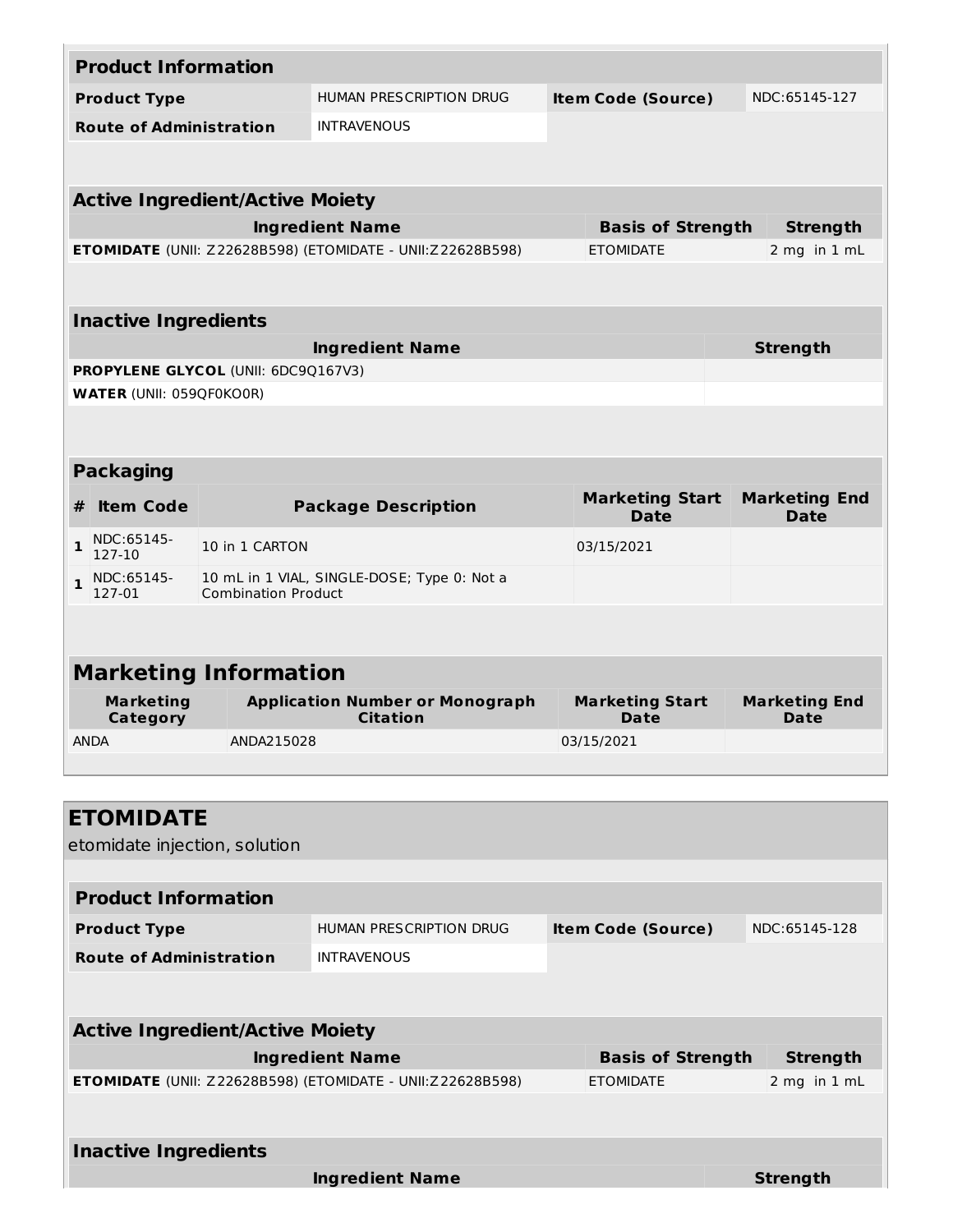| Product Information | | | |
|---|---|---|---|
| **Product Type** | HUMAN PRESCRIPTION DRUG | **Item Code (Source)** | NDC:65145-127 |
| **Route of Administration** | INTRAVENOUS | | |

| Active Ingredient/Active Moiety | | |
|---|---|---|
| **Ingredient Name** | **Basis of Strength** | **Strength** |
| **ETOMIDATE** (UNII: Z22628B598) (ETOMIDATE - UNII:Z22628B598) | ETOMIDATE | 2 mg in 1 mL |

| Inactive Ingredients | |
|---|---|
| **Ingredient Name** | **Strength** |
| **PROPYLENE GLYCOL** (UNII: 6DC9Q167V3) | |
| **WATER** (UNII: 059QF0KO0R) | |

| Packaging | | | | |
|---|---|---|---|---|
| **#** | **Item Code** | **Package Description** | **Marketing Start Date** | **Marketing End Date** |
| 1 | NDC:65145-127-10 | 10 in 1 CARTON | 03/15/2021 | |
| 1 | NDC:65145-127-01 | 10 mL in 1 VIAL, SINGLE-DOSE; Type 0: Not a Combination Product | | |

| Marketing Information | | | |
|---|---|---|---|
| **Marketing Category** | **Application Number or Monograph Citation** | **Marketing Start Date** | **Marketing End Date** |
| ANDA | ANDA215028 | 03/15/2021 | |

## ETOMIDATE

etomidate injection, solution

| Product Information | | | |
|---|---|---|---|
| **Product Type** | HUMAN PRESCRIPTION DRUG | **Item Code (Source)** | NDC:65145-128 |
| **Route of Administration** | INTRAVENOUS | | |

| Active Ingredient/Active Moiety | | |
|---|---|---|
| **Ingredient Name** | **Basis of Strength** | **Strength** |
| **ETOMIDATE** (UNII: Z22628B598) (ETOMIDATE - UNII:Z22628B598) | ETOMIDATE | 2 mg in 1 mL |

| Inactive Ingredients | |
|---|---|
| **Ingredient Name** | **Strength** |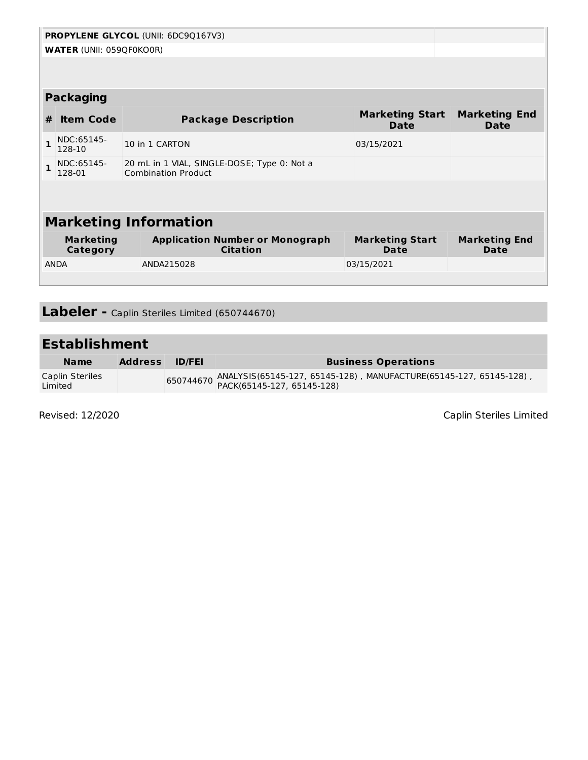| | |
|---|---|
| **PROPYLENE GLYCOL** (UNII: 6DC9Q167V3) | |
| **WATER** (UNII: 059QF0KO0R) | |

### Packaging

| # | Item Code | Package Description | Marketing Start Date | Marketing End Date |
|---|---|---|---|---|
| 1 | NDC:65145-128-10 | 10 in 1 CARTON | 03/15/2021 | |
| 1 | NDC:65145-128-01 | 20 mL in 1 VIAL, SINGLE-DOSE; Type 0: Not a Combination Product | | |

### Marketing Information

| Marketing Category | Application Number or Monograph Citation | Marketing Start Date | Marketing End Date |
|---|---|---|---|
| ANDA | ANDA215028 | 03/15/2021 | |

## Labeler - Caplin Steriles Limited (650744670)

## Establishment

| Name | Address | ID/FEI | Business Operations |
|---|---|---|---|
| Caplin Steriles Limited | | 650744670 | ANALYSIS(65145-127, 65145-128) , MANUFACTURE(65145-127, 65145-128) , PACK(65145-127, 65145-128) |

Revised: 12/2020

Caplin Steriles Limited